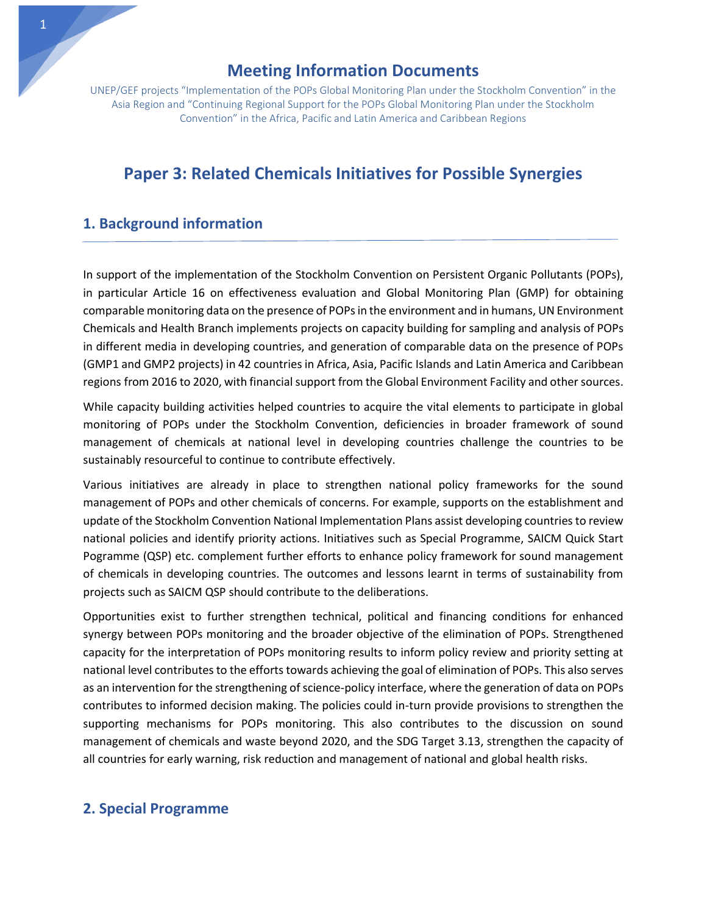# Meeting Information Documents

UNEP/GEF projects "Implementation of the POPs Global Monitoring Plan under the Stockholm Convention" in the Asia Region and "Continuing Regional Support for the POPs Global Monitoring Plan under the Stockholm Convention" in the Africa, Pacific and Latin America and Caribbean Regions

## Paper 3: Related Chemicals Initiatives for Possible Synergies

### 1. Background information

In support of the implementation of the Stockholm Convention on Persistent Organic Pollutants (POPs), in particular Article 16 on effectiveness evaluation and Global Monitoring Plan (GMP) for obtaining comparable monitoring data on the presence of POPs in the environment and in humans, UN Environment Chemicals and Health Branch implements projects on capacity building for sampling and analysis of POPs in different media in developing countries, and generation of comparable data on the presence of POPs (GMP1 and GMP2 projects) in 42 countries in Africa, Asia, Pacific Islands and Latin America and Caribbean regions from 2016 to 2020, with financial support from the Global Environment Facility and other sources.

While capacity building activities helped countries to acquire the vital elements to participate in global monitoring of POPs under the Stockholm Convention, deficiencies in broader framework of sound management of chemicals at national level in developing countries challenge the countries to be sustainably resourceful to continue to contribute effectively.

Various initiatives are already in place to strengthen national policy frameworks for the sound management of POPs and other chemicals of concerns. For example, supports on the establishment and update of the Stockholm Convention National Implementation Plans assist developing countries to review national policies and identify priority actions. Initiatives such as Special Programme, SAICM Quick Start Pogramme (QSP) etc. complement further efforts to enhance policy framework for sound management of chemicals in developing countries. The outcomes and lessons learnt in terms of sustainability from projects such as SAICM QSP should contribute to the deliberations.

Opportunities exist to further strengthen technical, political and financing conditions for enhanced synergy between POPs monitoring and the broader objective of the elimination of POPs. Strengthened capacity for the interpretation of POPs monitoring results to inform policy review and priority setting at national level contributes to the efforts towards achieving the goal of elimination of POPs. This also serves as an intervention for the strengthening of science-policy interface, where the generation of data on POPs contributes to informed decision making. The policies could in-turn provide provisions to strengthen the supporting mechanisms for POPs monitoring. This also contributes to the discussion on sound management of chemicals and waste beyond 2020, and the SDG Target 3.13, strengthen the capacity of all countries for early warning, risk reduction and management of national and global health risks.

### 2. Special Programme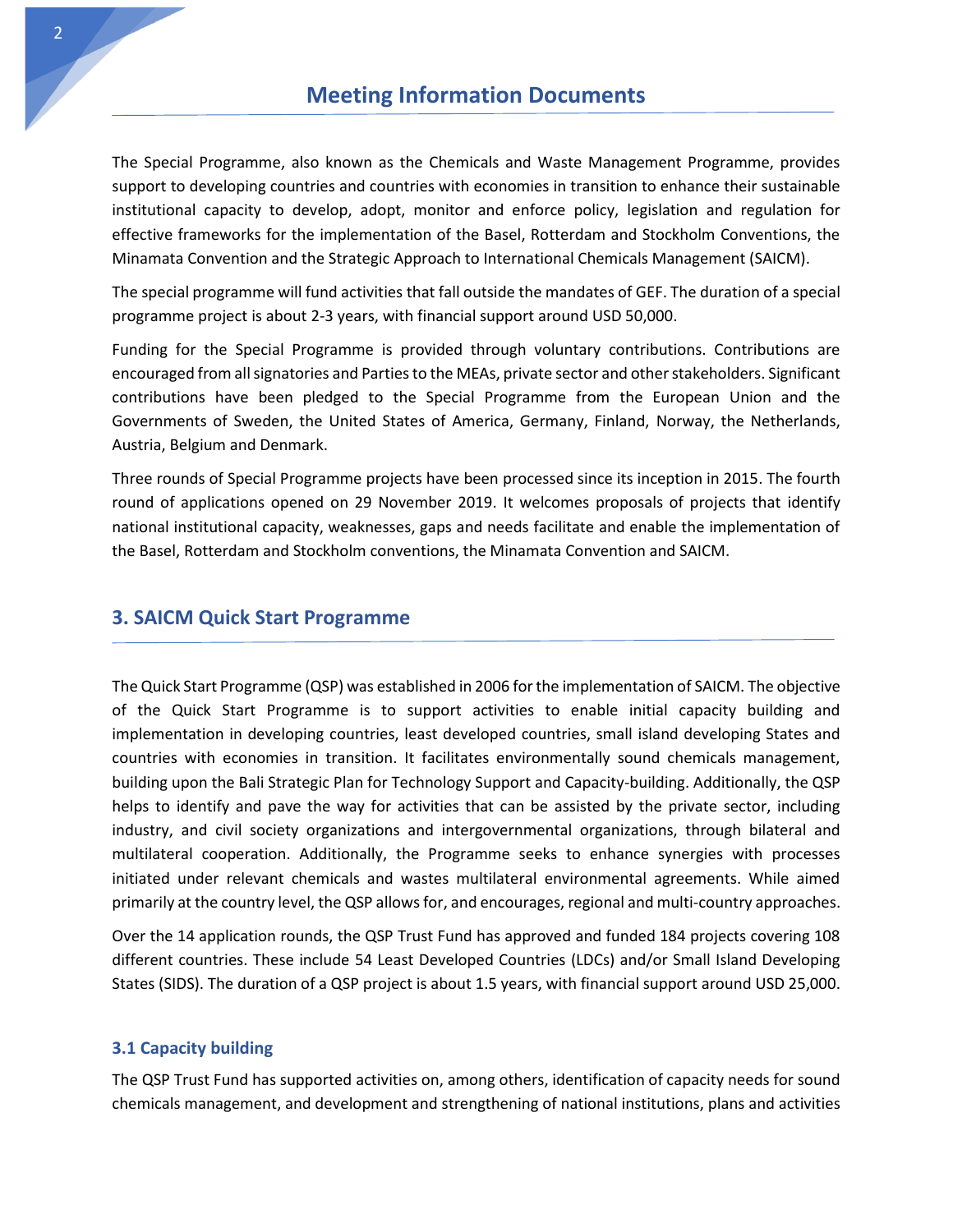The Special Programme, also known as the Chemicals and Waste Management Programme, provides support to developing countries and countries with economies in transition to enhance their sustainable institutional capacity to develop, adopt, monitor and enforce policy, legislation and regulation for effective frameworks for the implementation of the Basel, Rotterdam and Stockholm Conventions, the Minamata Convention and the Strategic Approach to International Chemicals Management (SAICM).

The special programme will fund activities that fall outside the mandates of GEF. The duration of a special programme project is about 2-3 years, with financial support around USD 50,000.

Funding for the Special Programme is provided through voluntary contributions. Contributions are encouraged from all signatories and Parties to the MEAs, private sector and other stakeholders. Significant contributions have been pledged to the Special Programme from the European Union and the Governments of Sweden, the United States of America, Germany, Finland, Norway, the Netherlands, Austria, Belgium and Denmark.

Three rounds of Special Programme projects have been processed since its inception in 2015. The fourth round of applications opened on 29 November 2019. It welcomes proposals of projects that identify national institutional capacity, weaknesses, gaps and needs facilitate and enable the implementation of the Basel, Rotterdam and Stockholm conventions, the Minamata Convention and SAICM.

## 3. SAICM Quick Start Programme

The Quick Start Programme (QSP) was established in 2006 for the implementation of SAICM. The objective of the Quick Start Programme is to support activities to enable initial capacity building and implementation in developing countries, least developed countries, small island developing States and countries with economies in transition. It facilitates environmentally sound chemicals management, building upon the Bali Strategic Plan for Technology Support and Capacity-building. Additionally, the QSP helps to identify and pave the way for activities that can be assisted by the private sector, including industry, and civil society organizations and intergovernmental organizations, through bilateral and multilateral cooperation. Additionally, the Programme seeks to enhance synergies with processes initiated under relevant chemicals and wastes multilateral environmental agreements. While aimed primarily at the country level, the QSP allows for, and encourages, regional and multi-country approaches.

Over the 14 application rounds, the QSP Trust Fund has approved and funded 184 projects covering 108 different countries. These include 54 Least Developed Countries (LDCs) and/or Small Island Developing States (SIDS). The duration of a QSP project is about 1.5 years, with financial support around USD 25,000.

### 3.1 Capacity building

The QSP Trust Fund has supported activities on, among others, identification of capacity needs for sound chemicals management, and development and strengthening of national institutions, plans and activities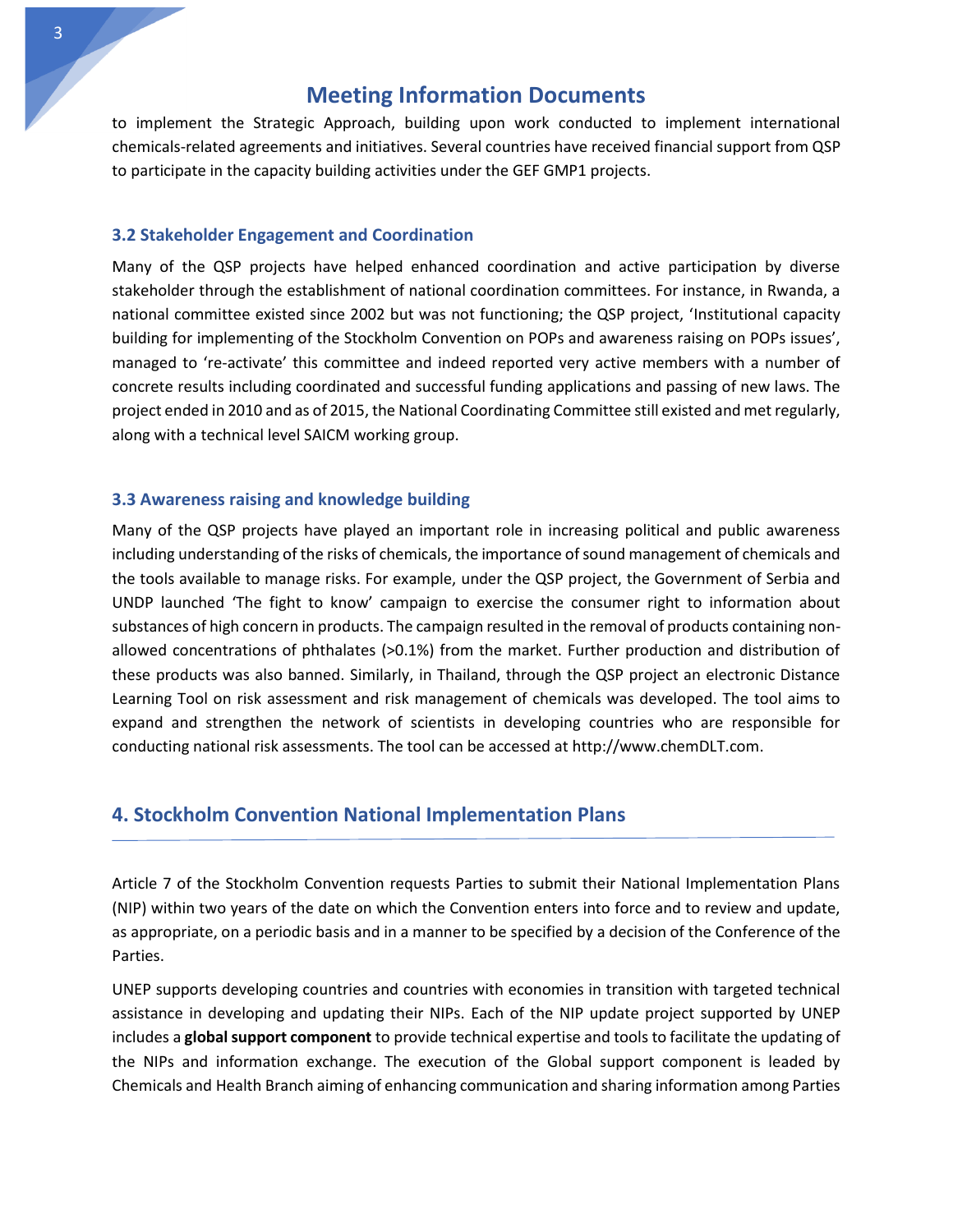to implement the Strategic Approach, building upon work conducted to implement international chemicals-related agreements and initiatives. Several countries have received financial support from QSP to participate in the capacity building activities under the GEF GMP1 projects.

### 3.2 Stakeholder Engagement and Coordination

Many of the QSP projects have helped enhanced coordination and active participation by diverse stakeholder through the establishment of national coordination committees. For instance, in Rwanda, a national committee existed since 2002 but was not functioning; the QSP project, 'Institutional capacity building for implementing of the Stockholm Convention on POPs and awareness raising on POPs issues', managed to 're-activate' this committee and indeed reported very active members with a number of concrete results including coordinated and successful funding applications and passing of new laws. The project ended in 2010 and as of 2015, the National Coordinating Committee still existed and met regularly, along with a technical level SAICM working group.

### 3.3 Awareness raising and knowledge building

Many of the QSP projects have played an important role in increasing political and public awareness including understanding of the risks of chemicals, the importance of sound management of chemicals and the tools available to manage risks. For example, under the QSP project, the Government of Serbia and UNDP launched 'The fight to know' campaign to exercise the consumer right to information about substances of high concern in products. The campaign resulted in the removal of products containing non-allowed concentrations of phthalates (>0.1%) from the market. Further production and distribution of these products was also banned. Similarly, in Thailand, through the QSP project an electronic Distance Learning Tool on risk assessment and risk management of chemicals was developed. The tool aims to expand and strengthen the network of scientists in developing countries who are responsible for conducting national risk assessments. The tool can be accessed at http://www.chemDLT.com.

## 4. Stockholm Convention National Implementation Plans

Article 7 of the Stockholm Convention requests Parties to submit their National Implementation Plans (NIP) within two years of the date on which the Convention enters into force and to review and update, as appropriate, on a periodic basis and in a manner to be specified by a decision of the Conference of the Parties.

UNEP supports developing countries and countries with economies in transition with targeted technical assistance in developing and updating their NIPs. Each of the NIP update project supported by UNEP includes a **global support component** to provide technical expertise and tools to facilitate the updating of the NIPs and information exchange. The execution of the Global support component is leaded by Chemicals and Health Branch aiming of enhancing communication and sharing information among Parties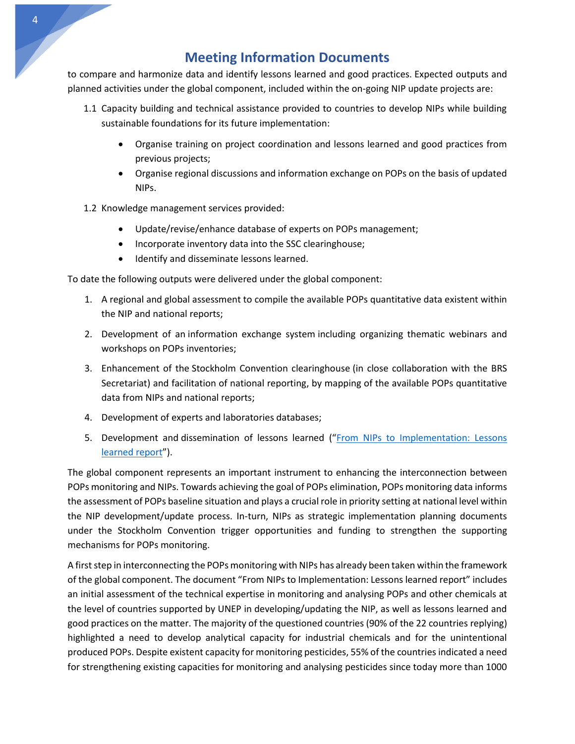# Meeting Information Documents

to compare and harmonize data and identify lessons learned and good practices. Expected outputs and planned activities under the global component, included within the on-going NIP update projects are:

1.1 Capacity building and technical assistance provided to countries to develop NIPs while building sustainable foundations for its future implementation:

- Organise training on project coordination and lessons learned and good practices from previous projects;
- Organise regional discussions and information exchange on POPs on the basis of updated NIPs.

1.2 Knowledge management services provided:

- Update/revise/enhance database of experts on POPs management;
- Incorporate inventory data into the SSC clearinghouse;
- Identify and disseminate lessons learned.

To date the following outputs were delivered under the global component:

1. A regional and global assessment to compile the available POPs quantitative data existent within the NIP and national reports;
2. Development of an information exchange system including organizing thematic webinars and workshops on POPs inventories;
3. Enhancement of the Stockholm Convention clearinghouse (in close collaboration with the BRS Secretariat) and facilitation of national reporting, by mapping of the available POPs quantitative data from NIPs and national reports;
4. Development of experts and laboratories databases;
5. Development and dissemination of lessons learned ("From NIPs to Implementation: Lessons learned report").

The global component represents an important instrument to enhancing the interconnection between POPs monitoring and NIPs. Towards achieving the goal of POPs elimination, POPs monitoring data informs the assessment of POPs baseline situation and plays a crucial role in priority setting at national level within the NIP development/update process. In-turn, NIPs as strategic implementation planning documents under the Stockholm Convention trigger opportunities and funding to strengthen the supporting mechanisms for POPs monitoring.

A first step in interconnecting the POPs monitoring with NIPs has already been taken within the framework of the global component. The document "From NIPs to Implementation: Lessons learned report" includes an initial assessment of the technical expertise in monitoring and analysing POPs and other chemicals at the level of countries supported by UNEP in developing/updating the NIP, as well as lessons learned and good practices on the matter. The majority of the questioned countries (90% of the 22 countries replying) highlighted a need to develop analytical capacity for industrial chemicals and for the unintentional produced POPs. Despite existent capacity for monitoring pesticides, 55% of the countries indicated a need for strengthening existing capacities for monitoring and analysing pesticides since today more than 1000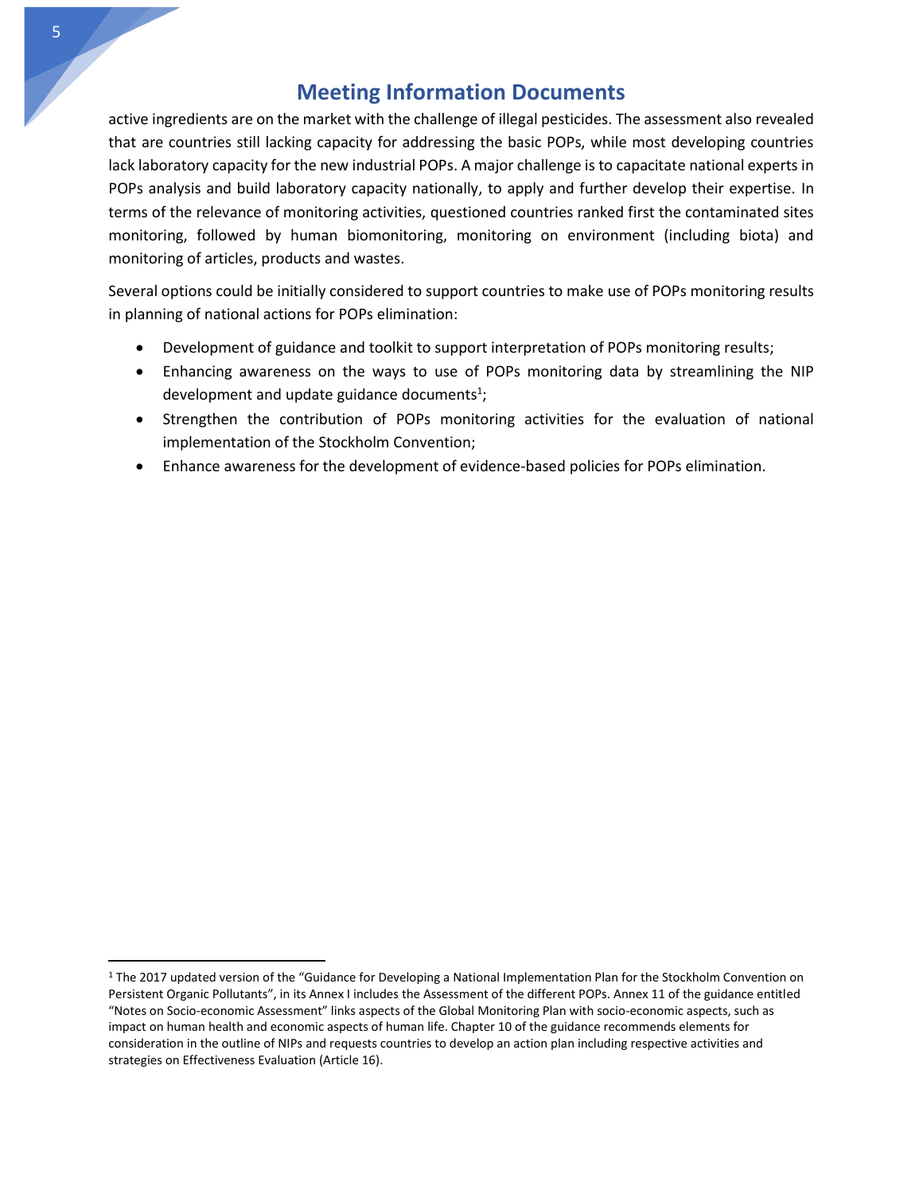active ingredients are on the market with the challenge of illegal pesticides. The assessment also revealed that are countries still lacking capacity for addressing the basic POPs, while most developing countries lack laboratory capacity for the new industrial POPs. A major challenge is to capacitate national experts in POPs analysis and build laboratory capacity nationally, to apply and further develop their expertise. In terms of the relevance of monitoring activities, questioned countries ranked first the contaminated sites monitoring, followed by human biomonitoring, monitoring on environment (including biota) and monitoring of articles, products and wastes.

Several options could be initially considered to support countries to make use of POPs monitoring results in planning of national actions for POPs elimination:

- Development of guidance and toolkit to support interpretation of POPs monitoring results;
- Enhancing awareness on the ways to use of POPs monitoring data by streamlining the NIP development and update guidance documents[1];
- Strengthen the contribution of POPs monitoring activities for the evaluation of national implementation of the Stockholm Convention;
- Enhance awareness for the development of evidence-based policies for POPs elimination.

---

[1] The 2017 updated version of the "Guidance for Developing a National Implementation Plan for the Stockholm Convention on Persistent Organic Pollutants", in its Annex I includes the Assessment of the different POPs. Annex 11 of the guidance entitled "Notes on Socio-economic Assessment" links aspects of the Global Monitoring Plan with socio-economic aspects, such as impact on human health and economic aspects of human life. Chapter 10 of the guidance recommends elements for consideration in the outline of NIPs and requests countries to develop an action plan including respective activities and strategies on Effectiveness Evaluation (Article 16).